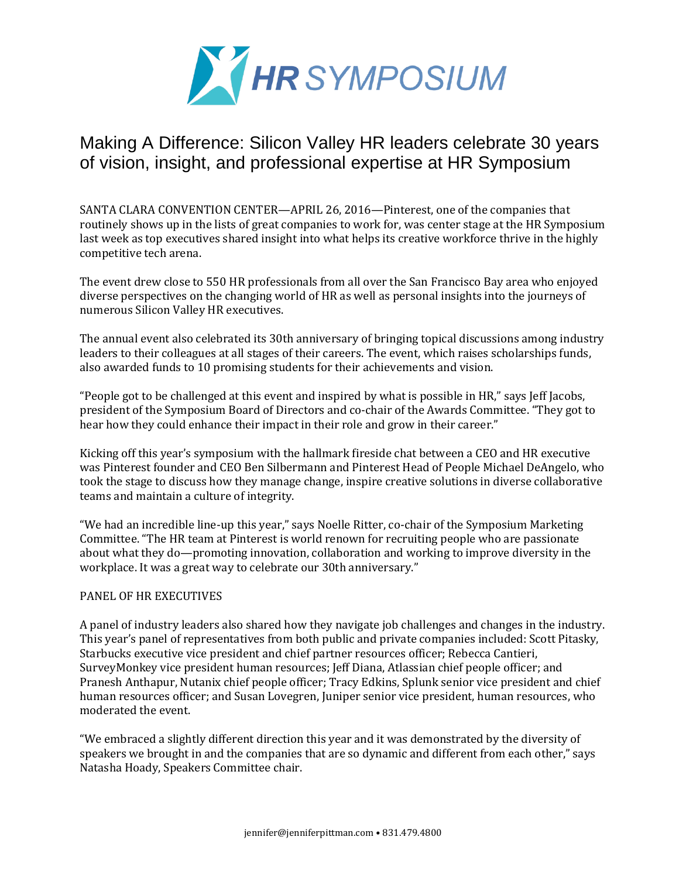# HR SYMPOSIUM

## Making A Difference: Silicon Valley HR leaders celebrate 30 years of vision, insight, and professional expertise at HR Symposium

SANTA CLARA CONVENTION CENTER—APRIL 26, 2016—Pinterest, one of the companies that routinely shows up in the lists of great companies to work for, was center stage at the HR Symposium last week as top executives shared insight into what helps its creative workforce thrive in the highly competitive tech arena.

The event drew close to 550 HR professionals from all over the San Francisco Bay area who enjoyed diverse perspectives on the changing world of HR as well as personal insights into the journeys of numerous Silicon Valley HR executives.

The annual event also celebrated its 30th anniversary of bringing topical discussions among industry leaders to their colleagues at all stages of their careers. The event, which raises scholarships funds, also awarded funds to 10 promising students for their achievements and vision.

"People got to be challenged at this event and inspired by what is possible in HR," says Jeff Jacobs, president of the Symposium Board of Directors and co-chair of the Awards Committee. "They got to hear how they could enhance their impact in their role and grow in their career."

Kicking off this year's symposium with the hallmark fireside chat between a CEO and HR executive was Pinterest founder and CEO Ben Silbermann and Pinterest Head of People Michael DeAngelo, who took the stage to discuss how they manage change, inspire creative solutions in diverse collaborative teams and maintain a culture of integrity.

"We had an incredible line-up this year," says Noelle Ritter, co-chair of the Symposium Marketing Committee. "The HR team at Pinterest is world renown for recruiting people who are passionate about what they do—promoting innovation, collaboration and working to improve diversity in the workplace. It was a great way to celebrate our 30th anniversary."

PANEL OF HR EXECUTIVES

A panel of industry leaders also shared how they navigate job challenges and changes in the industry. This year's panel of representatives from both public and private companies included: Scott Pitasky, Starbucks executive vice president and chief partner resources officer; Rebecca Cantieri, SurveyMonkey vice president human resources; Jeff Diana, Atlassian chief people officer; and Pranesh Anthapur, Nutanix chief people officer; Tracy Edkins, Splunk senior vice president and chief human resources officer; and Susan Lovegren, Juniper senior vice president, human resources, who moderated the event.

"We embraced a slightly different direction this year and it was demonstrated by the diversity of speakers we brought in and the companies that are so dynamic and different from each other," says Natasha Hoady, Speakers Committee chair.

jennifer@jenniferpittman.com • 831.479.4800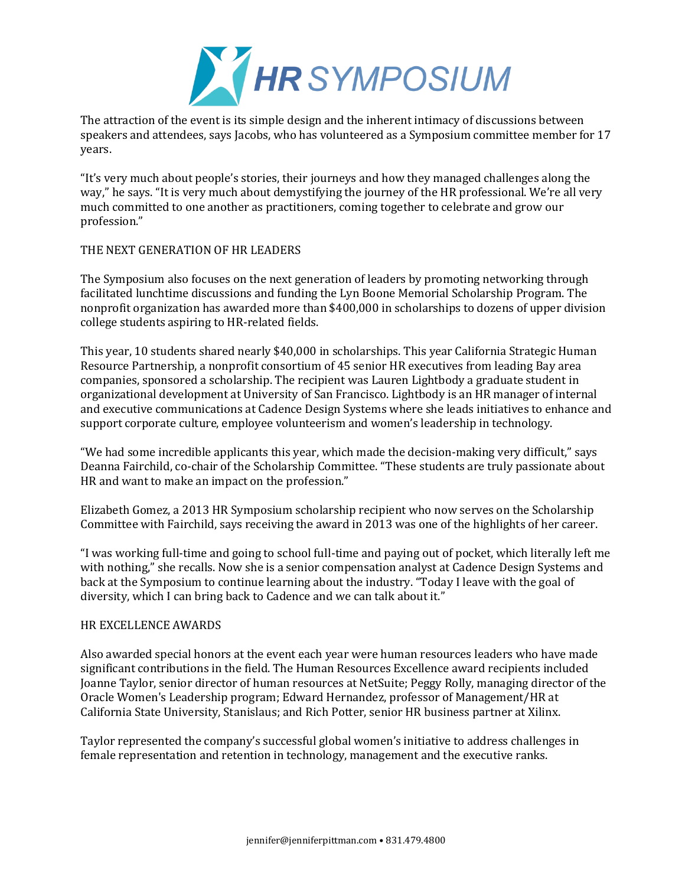The attraction of the event is its simple design and the inherent intimacy of discussions between speakers and attendees, says Jacobs, who has volunteered as a Symposium committee member for 17 years.

"It's very much about people's stories, their journeys and how they managed challenges along the way," he says. "It is very much about demystifying the journey of the HR professional. We're all very much committed to one another as practitioners, coming together to celebrate and grow our profession."

## THE NEXT GENERATION OF HR LEADERS

The Symposium also focuses on the next generation of leaders by promoting networking through facilitated lunchtime discussions and funding the Lyn Boone Memorial Scholarship Program. The nonprofit organization has awarded more than $400,000 in scholarships to dozens of upper division college students aspiring to HR-related fields.

This year, 10 students shared nearly $40,000 in scholarships. This year California Strategic Human Resource Partnership, a nonprofit consortium of 45 senior HR executives from leading Bay area companies, sponsored a scholarship. The recipient was Lauren Lightbody a graduate student in organizational development at University of San Francisco. Lightbody is an HR manager of internal and executive communications at Cadence Design Systems where she leads initiatives to enhance and support corporate culture, employee volunteerism and women's leadership in technology.

"We had some incredible applicants this year, which made the decision-making very difficult," says Deanna Fairchild, co-chair of the Scholarship Committee. "These students are truly passionate about HR and want to make an impact on the profession."

Elizabeth Gomez, a 2013 HR Symposium scholarship recipient who now serves on the Scholarship Committee with Fairchild, says receiving the award in 2013 was one of the highlights of her career.

"I was working full-time and going to school full-time and paying out of pocket, which literally left me with nothing," she recalls. Now she is a senior compensation analyst at Cadence Design Systems and back at the Symposium to continue learning about the industry. "Today I leave with the goal of diversity, which I can bring back to Cadence and we can talk about it."

## HR EXCELLENCE AWARDS

Also awarded special honors at the event each year were human resources leaders who have made significant contributions in the field. The Human Resources Excellence award recipients included Joanne Taylor, senior director of human resources at NetSuite; Peggy Rolly, managing director of the Oracle Women's Leadership program; Edward Hernandez, professor of Management/HR at California State University, Stanislaus; and Rich Potter, senior HR business partner at Xilinx.

Taylor represented the company's successful global women's initiative to address challenges in female representation and retention in technology, management and the executive ranks.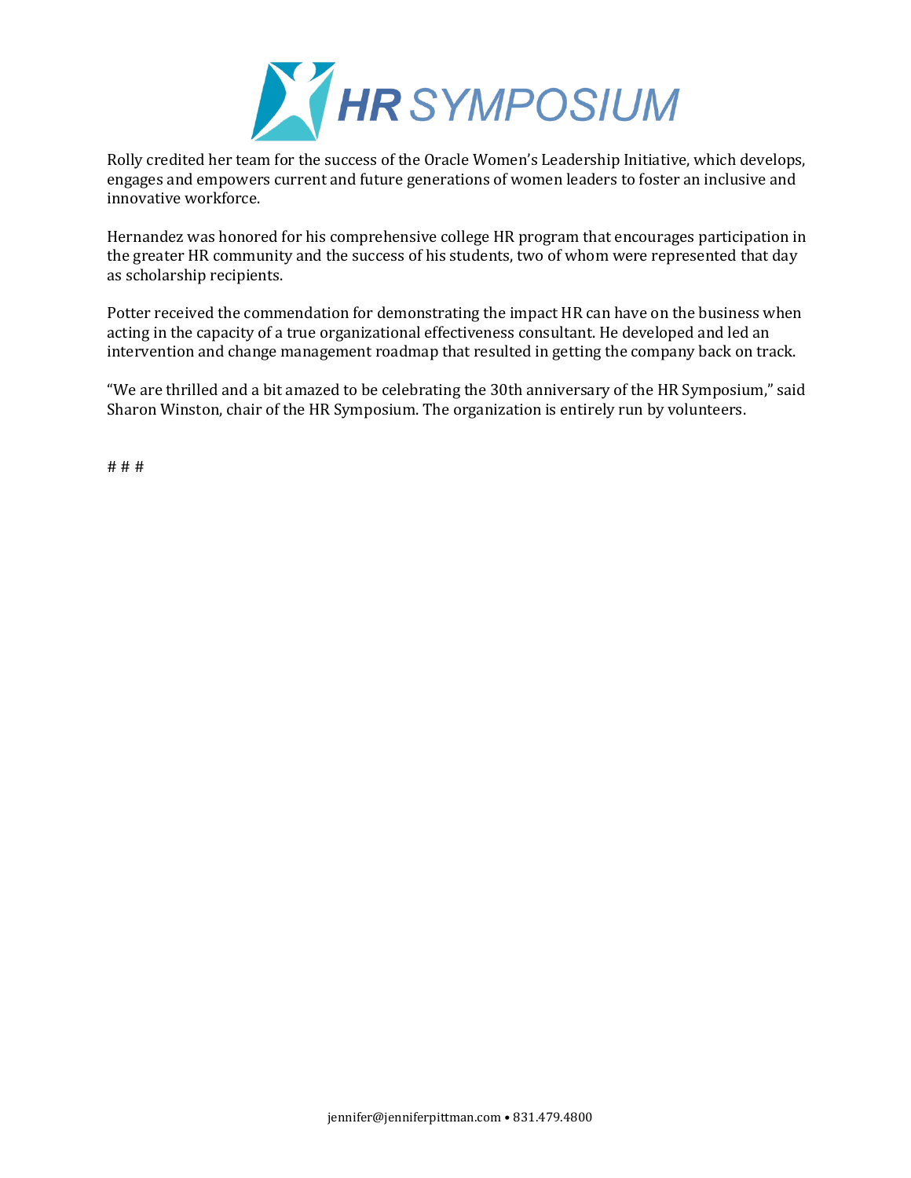Rolly credited her team for the success of the Oracle Women's Leadership Initiative, which develops, engages and empowers current and future generations of women leaders to foster an inclusive and innovative workforce.

Hernandez was honored for his comprehensive college HR program that encourages participation in the greater HR community and the success of his students, two of whom were represented that day as scholarship recipients.

Potter received the commendation for demonstrating the impact HR can have on the business when acting in the capacity of a true organizational effectiveness consultant. He developed and led an intervention and change management roadmap that resulted in getting the company back on track.

"We are thrilled and a bit amazed to be celebrating the 30th anniversary of the HR Symposium," said Sharon Winston, chair of the HR Symposium. The organization is entirely run by volunteers.

# # #